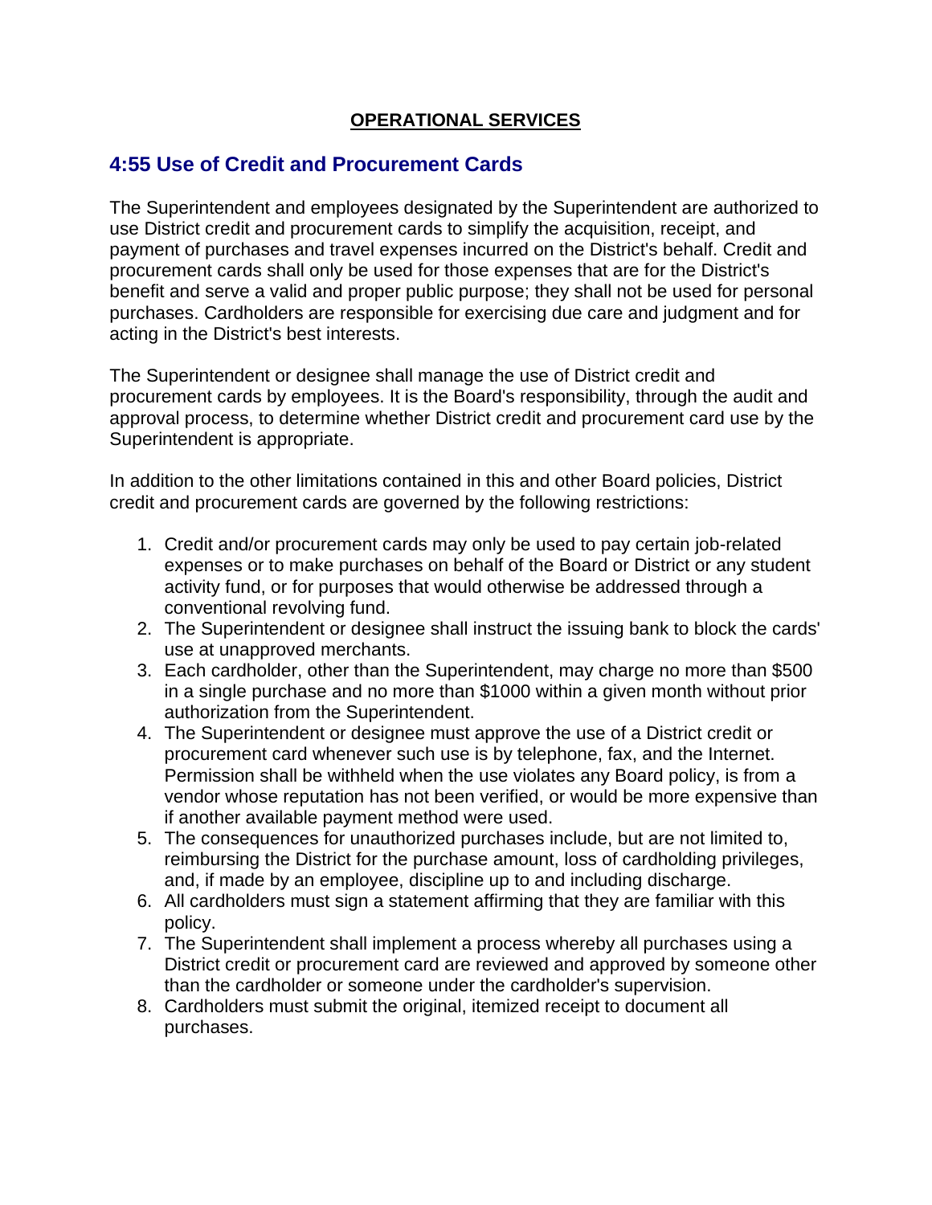**OPERATIONAL SERVICES**

## 4:55 Use of Credit and Procurement Cards

The Superintendent and employees designated by the Superintendent are authorized to use District credit and procurement cards to simplify the acquisition, receipt, and payment of purchases and travel expenses incurred on the District's behalf. Credit and procurement cards shall only be used for those expenses that are for the District's benefit and serve a valid and proper public purpose; they shall not be used for personal purchases. Cardholders are responsible for exercising due care and judgment and for acting in the District's best interests.

The Superintendent or designee shall manage the use of District credit and procurement cards by employees. It is the Board's responsibility, through the audit and approval process, to determine whether District credit and procurement card use by the Superintendent is appropriate.

In addition to the other limitations contained in this and other Board policies, District credit and procurement cards are governed by the following restrictions:

1. Credit and/or procurement cards may only be used to pay certain job-related expenses or to make purchases on behalf of the Board or District or any student activity fund, or for purposes that would otherwise be addressed through a conventional revolving fund.
2. The Superintendent or designee shall instruct the issuing bank to block the cards' use at unapproved merchants.
3. Each cardholder, other than the Superintendent, may charge no more than $500 in a single purchase and no more than $1000 within a given month without prior authorization from the Superintendent.
4. The Superintendent or designee must approve the use of a District credit or procurement card whenever such use is by telephone, fax, and the Internet. Permission shall be withheld when the use violates any Board policy, is from a vendor whose reputation has not been verified, or would be more expensive than if another available payment method were used.
5. The consequences for unauthorized purchases include, but are not limited to, reimbursing the District for the purchase amount, loss of cardholding privileges, and, if made by an employee, discipline up to and including discharge.
6. All cardholders must sign a statement affirming that they are familiar with this policy.
7. The Superintendent shall implement a process whereby all purchases using a District credit or procurement card are reviewed and approved by someone other than the cardholder or someone under the cardholder's supervision.
8. Cardholders must submit the original, itemized receipt to document all purchases.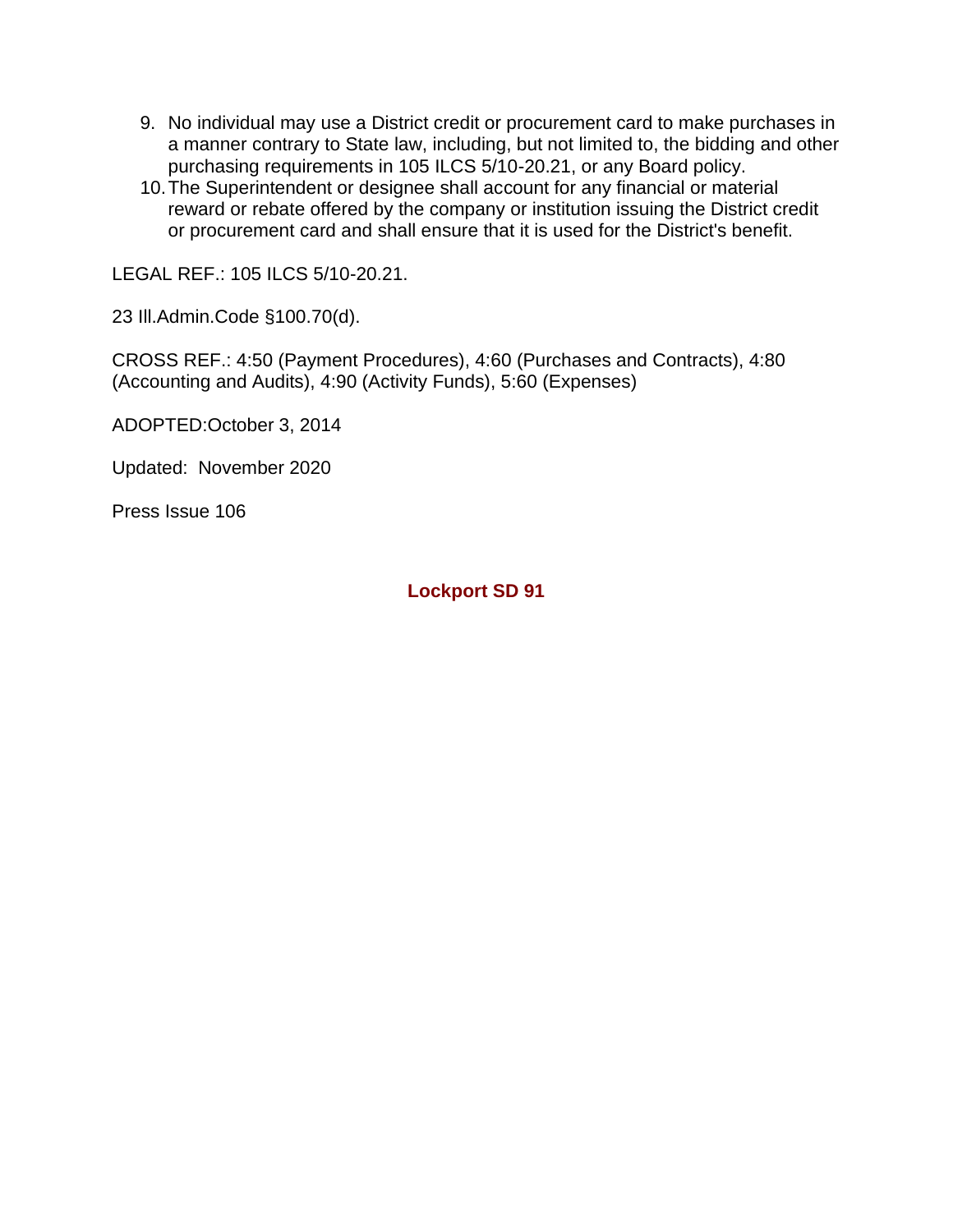9. No individual may use a District credit or procurement card to make purchases in a manner contrary to State law, including, but not limited to, the bidding and other purchasing requirements in 105 ILCS 5/10-20.21, or any Board policy.
10. The Superintendent or designee shall account for any financial or material reward or rebate offered by the company or institution issuing the District credit or procurement card and shall ensure that it is used for the District's benefit.

LEGAL REF.: 105 ILCS 5/10-20.21.

23 Ill.Admin.Code §100.70(d).

CROSS REF.: 4:50 (Payment Procedures), 4:60 (Purchases and Contracts), 4:80 (Accounting and Audits), 4:90 (Activity Funds), 5:60 (Expenses)

ADOPTED:October 3, 2014

Updated: November 2020

Press Issue 106

**Lockport SD 91**